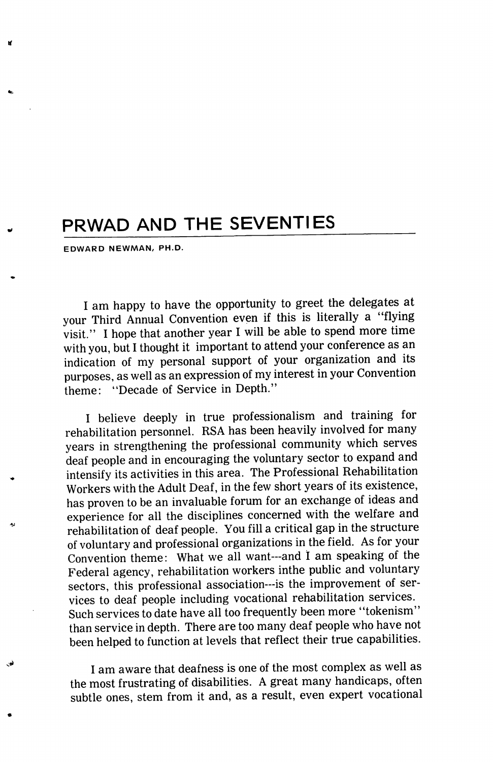# PRWAD AND THE SEVENTIES

EDWARD NEWMAN, PH.D.

I am happy to have the opportunity to greet the delegates at your Third Annual Convention even if this is literally a "flying visit." I hope that another year I will be able to spend more time with you, but I thought it important to attend your conference as an indication of my personal support of your organization and its purposes, as well as an expression of my interest in your Convention theme: "Decade of Service in Depth."

I believe deeply in true professionalism and training for rehabilitation personnel. RSA has been heavily involved for many years in strengthening the professional community which serves deaf people and in encouraging the voluntary sector to expand and intensify its activities in this area. The Professional Rehabilitation Workers with the Adult Deaf, in the few short years of its existence, has proven to be an invaluable forum for an exchange of ideas and experience for all the disciplines concerned with the welfare and rehabilitation of deaf people. You fill a critical gap in the structure of voluntary and professional organizations in the field. As for your Convention theme: What we all want---and I am speaking of the Federal agency, rehabilitation workers inthe public and voluntary sectors, this professional association---is the improvement of services to deaf people including vocational rehabilitation services. Such services to date have all too frequently been more "tokenism" than service in depth. There are too many deaf people who have not been helped to function at levels that reflect their true capabilities.

I am aware that deafness is one of the most complex as well as the most frustrating of disabilities. A great many handicaps, often subtle ones, stem from it and, as a result, even expert vocational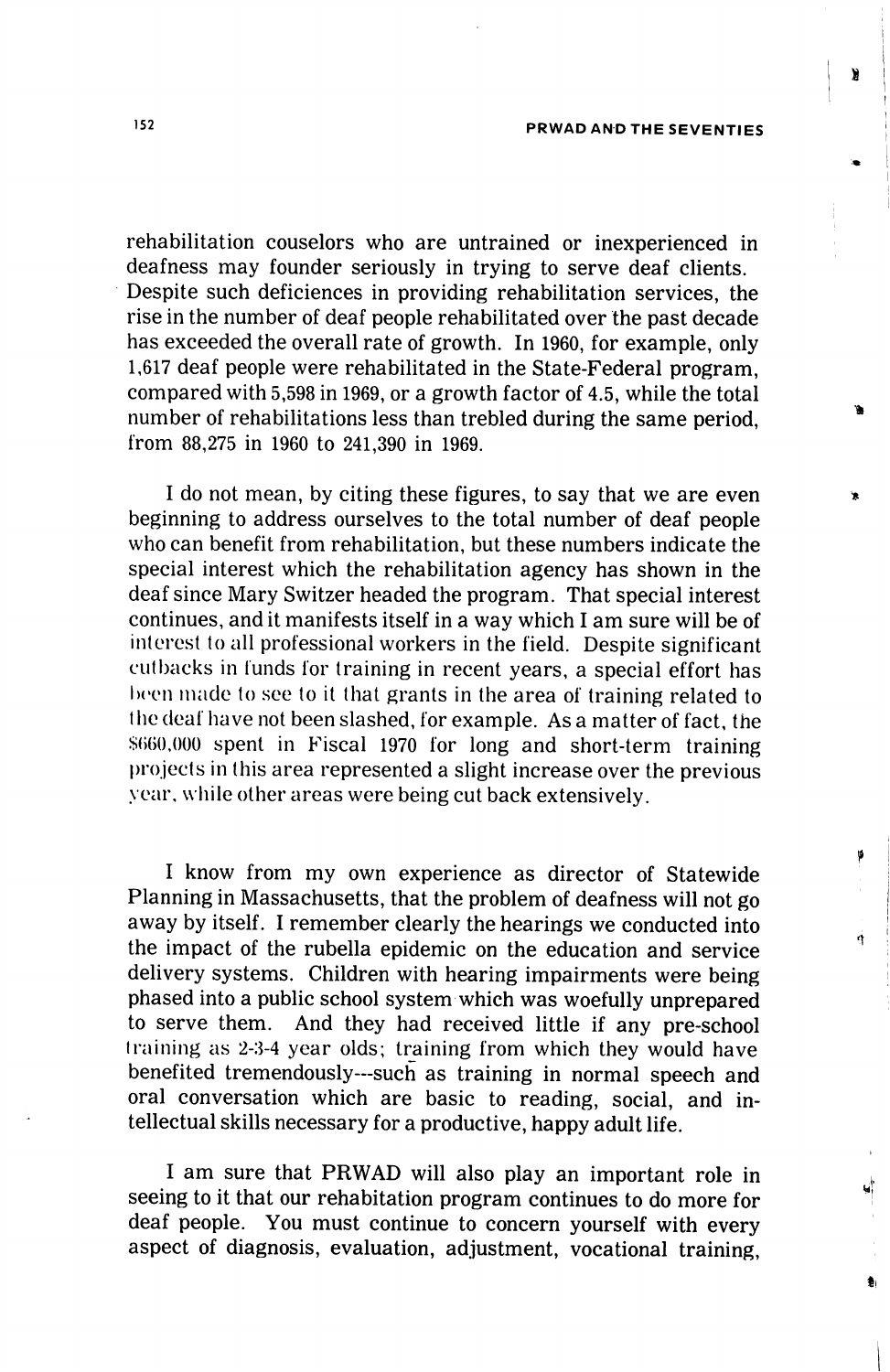rehabilitation couselors who are untrained or inexperienced in deafness may founder seriously in trying to serve deaf clients. Despite such deficiences in providing rehabilitation services, the rise in the number of deaf people rehabilitated over the past decade has exceeded the overall rate of growth. In 1960, for example, only 1,617 deaf people were rehabilitated in the State-Federal program, compared with 5,598 in 1969, or a growth factor of 4.5, while the total number of rehabilitations less than trebled during the same period, from 88,275 in 1960 to 241,390 in 1969.

I do not mean, by citing these figures, to say that we are even beginning to address ourselves to the total number of deaf people who can benefit from rehabilitation, but these numbers indicate the special interest which the rehabilitation agency has shown in the deaf since Mary Switzer headed the program. That special interest continues, and it manifests itself in a way which I am sure will be of interest to all professional workers in the field. Despite significant cutbacks in funds for training in recent years, a special effort has been made to see to it that grants in the area of training related to the deaf have not been slashed, for example. As a matter of fact, the $660,000 spent in Fiscal 1970 for long and short-term training projects in this area represented a slight increase over the previous year, while other areas were being cut back extensively.

I know from my own experience as director of Statewide Planning in Massachusetts, that the problem of deafness will not go away by itself. I remember clearly the hearings we conducted into the impact of the rubella epidemic on the education and service delivery systems. Children with hearing impairments were being phased into a public school system which was woefully unprepared to serve them. And they had received little if any pre-school training as 2-3-4 year olds; training from which they would have benefited tremendously---such as training in normal speech and oral conversation which are basic to reading, social, and intellectual skills necessary for a productive, happy adult life.

I am sure that PRWAD will also play an important role in seeing to it that our rehabitation program continues to do more for deaf people. You must continue to concern yourself with every aspect of diagnosis, evaluation, adjustment, vocational training,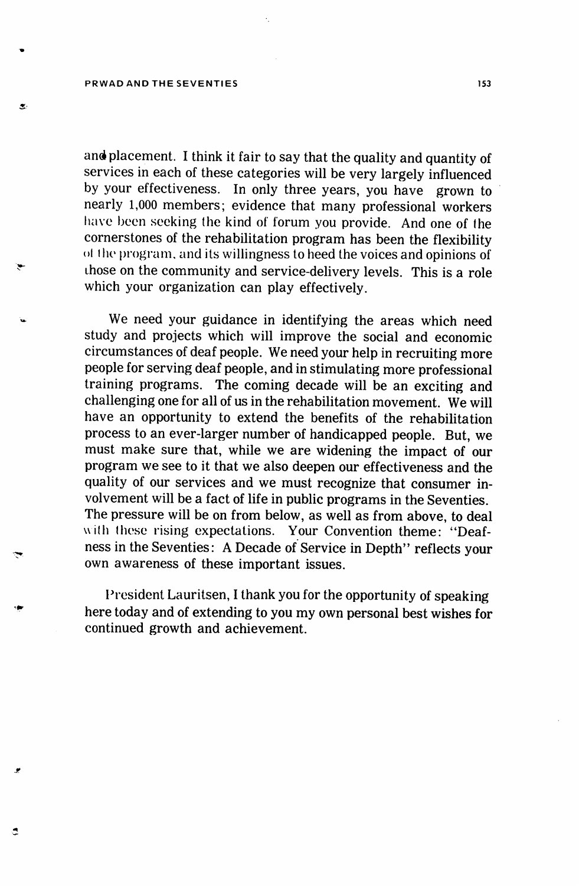and placement. I think it fair to say that the quality and quantity of services in each of these categories will be very largely influenced by your effectiveness. In only three years, you have grown to nearly 1,000 members; evidence that many professional workers have been seeking the kind of forum you provide. And one of the cornerstones of the rehabilitation program has been the flexibility of the program, and its willingness to heed the voices and opinions of those on the community and service-delivery levels. This is a role which your organization can play effectively.

We need your guidance in identifying the areas which need study and projects which will improve the social and economic circumstances of deaf people. We need your help in recruiting more people for serving deaf people, and in stimulating more professional training programs. The coming decade will be an exciting and challenging one for all of us in the rehabilitation movement. We will have an opportunity to extend the benefits of the rehabilitation process to an ever-larger number of handicapped people. But, we must make sure that, while we are widening the impact of our program we see to it that we also deepen our effectiveness and the quality of our services and we must recognize that consumer involvement will be a fact of life in public programs in the Seventies. The pressure will be on from below, as well as from above, to deal with these rising expectations. Your Convention theme: "Deafness in the Seventies: A Decade of Service in Depth" reflects your own awareness of these important issues.

President Lauritsen, I thank you for the opportunity of speaking here today and of extending to you my own personal best wishes for continued growth and achievement.